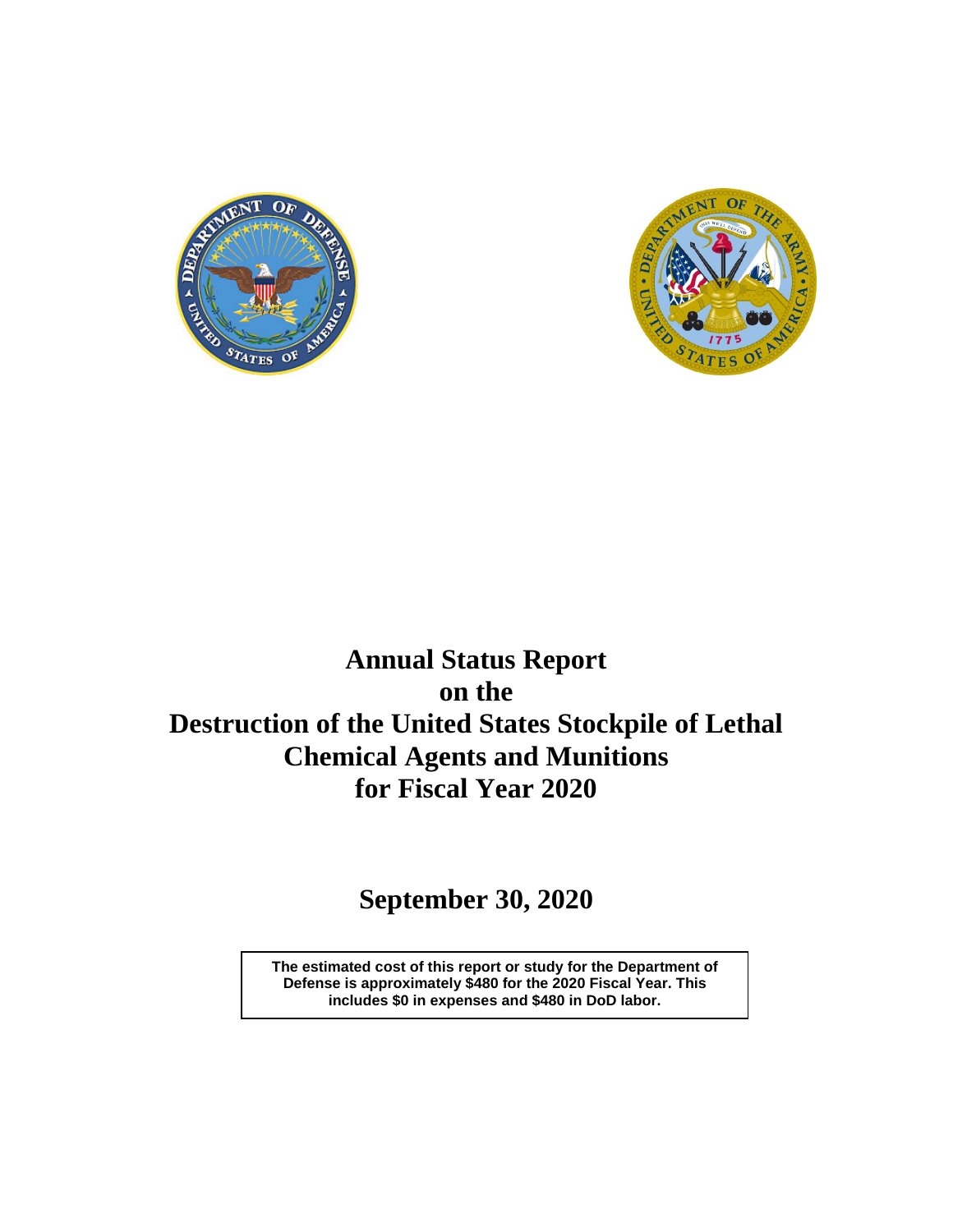# Annual Status Report on the Destruction of the United States Stockpile of Lethal Chemical Agents and Munitions for Fiscal Year 2020

## September 30, 2020

**The estimated cost of this report or study for the Department of Defense is approximately $480 for the 2020 Fiscal Year. This includes $0 in expenses and $480 in DoD labor.**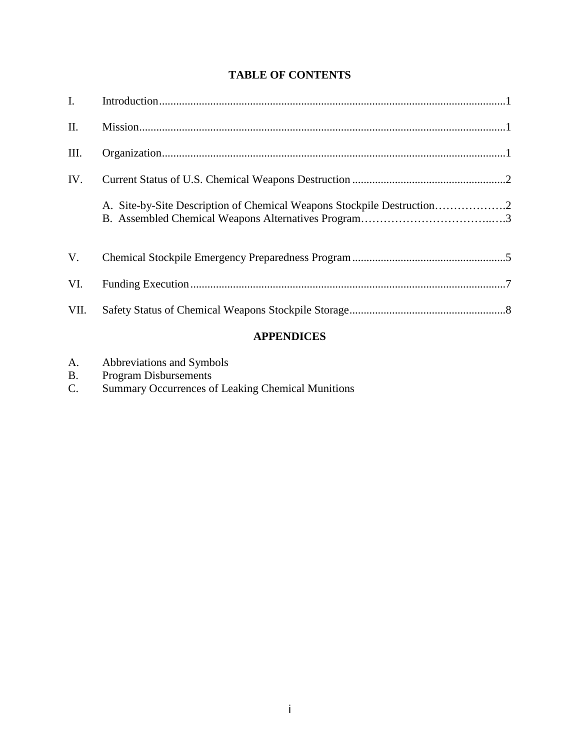# TABLE OF CONTENTS

| | | |
|---|---|---|
| I. | Introduction | 1 |
| II. | Mission | 1 |
| III. | Organization | 1 |
| IV. | Current Status of U.S. Chemical Weapons Destruction | 2 |
| | A. Site-by-Site Description of Chemical Weapons Stockpile Destruction | 2 |
| | B. Assembled Chemical Weapons Alternatives Program | 3 |
| V. | Chemical Stockpile Emergency Preparedness Program | 5 |
| VI. | Funding Execution | 7 |
| VII. | Safety Status of Chemical Weapons Stockpile Storage | 8 |

## APPENDICES

A. Abbreviations and Symbols
B. Program Disbursements
C. Summary Occurrences of Leaking Chemical Munitions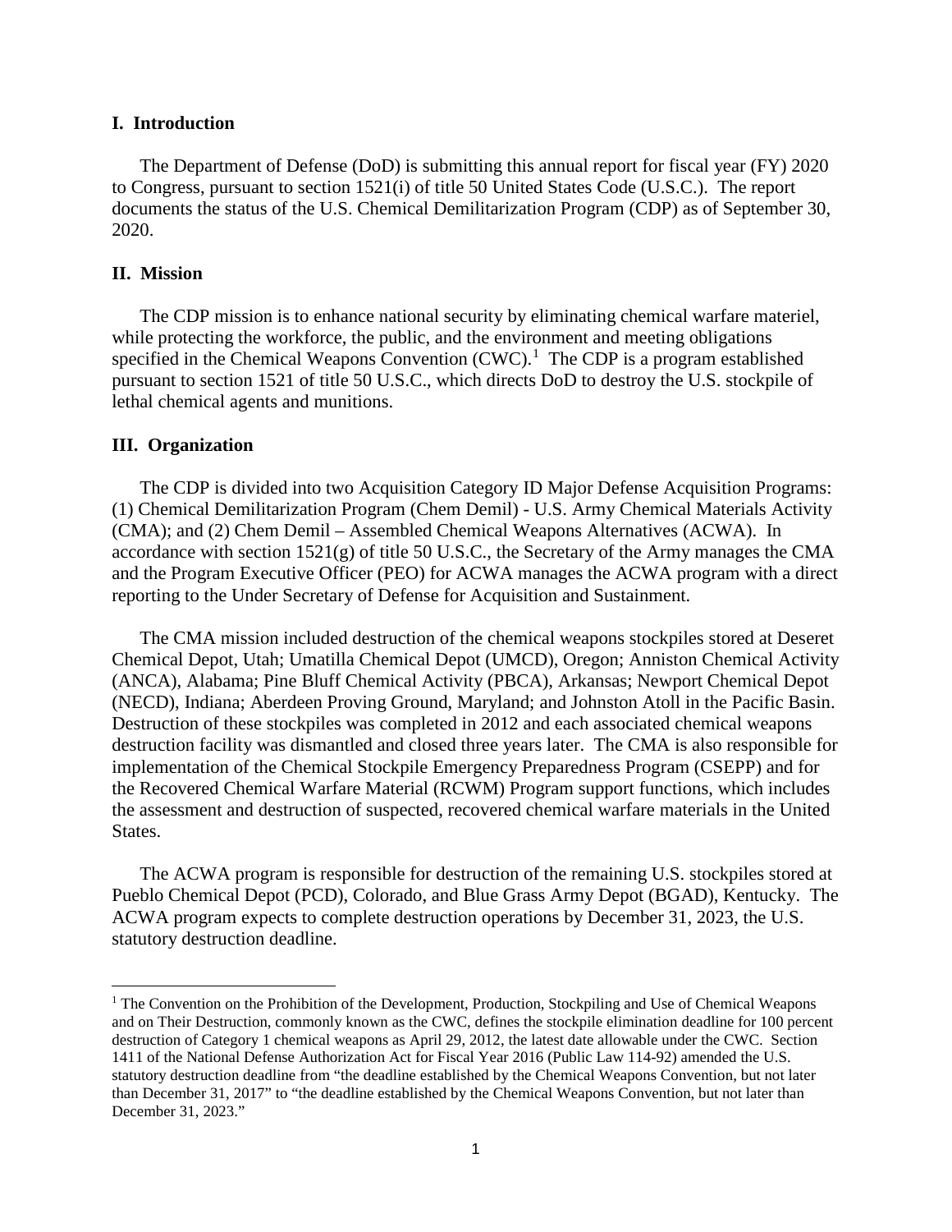## I. Introduction

The Department of Defense (DoD) is submitting this annual report for fiscal year (FY) 2020 to Congress, pursuant to section 1521(i) of title 50 United States Code (U.S.C.). The report documents the status of the U.S. Chemical Demilitarization Program (CDP) as of September 30, 2020.

## II. Mission

The CDP mission is to enhance national security by eliminating chemical warfare materiel, while protecting the workforce, the public, and the environment and meeting obligations specified in the Chemical Weapons Convention (CWC).[1] The CDP is a program established pursuant to section 1521 of title 50 U.S.C., which directs DoD to destroy the U.S. stockpile of lethal chemical agents and munitions.

## III. Organization

The CDP is divided into two Acquisition Category ID Major Defense Acquisition Programs: (1) Chemical Demilitarization Program (Chem Demil) - U.S. Army Chemical Materials Activity (CMA); and (2) Chem Demil – Assembled Chemical Weapons Alternatives (ACWA). In accordance with section 1521(g) of title 50 U.S.C., the Secretary of the Army manages the CMA and the Program Executive Officer (PEO) for ACWA manages the ACWA program with a direct reporting to the Under Secretary of Defense for Acquisition and Sustainment.

The CMA mission included destruction of the chemical weapons stockpiles stored at Deseret Chemical Depot, Utah; Umatilla Chemical Depot (UMCD), Oregon; Anniston Chemical Activity (ANCA), Alabama; Pine Bluff Chemical Activity (PBCA), Arkansas; Newport Chemical Depot (NECD), Indiana; Aberdeen Proving Ground, Maryland; and Johnston Atoll in the Pacific Basin. Destruction of these stockpiles was completed in 2012 and each associated chemical weapons destruction facility was dismantled and closed three years later. The CMA is also responsible for implementation of the Chemical Stockpile Emergency Preparedness Program (CSEPP) and for the Recovered Chemical Warfare Material (RCWM) Program support functions, which includes the assessment and destruction of suspected, recovered chemical warfare materials in the United States.

The ACWA program is responsible for destruction of the remaining U.S. stockpiles stored at Pueblo Chemical Depot (PCD), Colorado, and Blue Grass Army Depot (BGAD), Kentucky. The ACWA program expects to complete destruction operations by December 31, 2023, the U.S. statutory destruction deadline.

---

[1] The Convention on the Prohibition of the Development, Production, Stockpiling and Use of Chemical Weapons and on Their Destruction, commonly known as the CWC, defines the stockpile elimination deadline for 100 percent destruction of Category 1 chemical weapons as April 29, 2012, the latest date allowable under the CWC. Section 1411 of the National Defense Authorization Act for Fiscal Year 2016 (Public Law 114-92) amended the U.S. statutory destruction deadline from "the deadline established by the Chemical Weapons Convention, but not later than December 31, 2017" to "the deadline established by the Chemical Weapons Convention, but not later than December 31, 2023."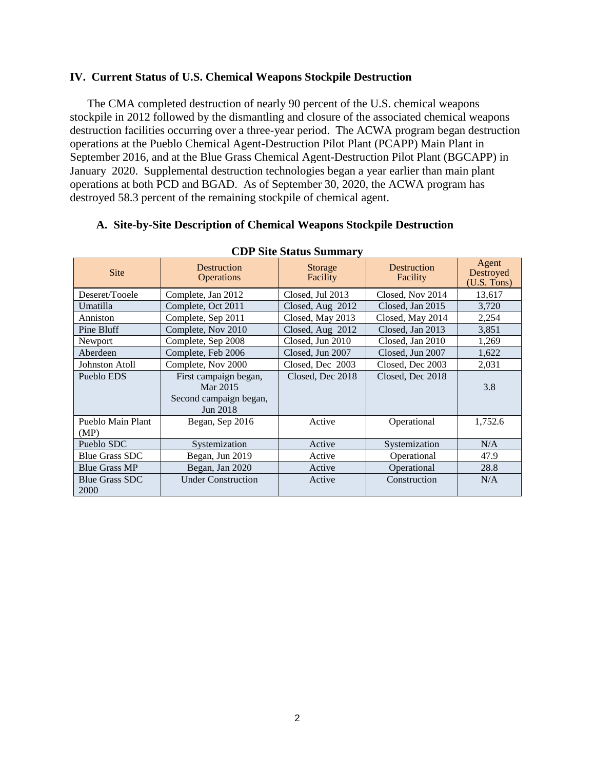## IV. Current Status of U.S. Chemical Weapons Stockpile Destruction

The CMA completed destruction of nearly 90 percent of the U.S. chemical weapons stockpile in 2012 followed by the dismantling and closure of the associated chemical weapons destruction facilities occurring over a three-year period. The ACWA program began destruction operations at the Pueblo Chemical Agent-Destruction Pilot Plant (PCAPP) Main Plant in September 2016, and at the Blue Grass Chemical Agent-Destruction Pilot Plant (BGCAPP) in January 2020. Supplemental destruction technologies began a year earlier than main plant operations at both PCD and BGAD. As of September 30, 2020, the ACWA program has destroyed 58.3 percent of the remaining stockpile of chemical agent.

### A. Site-by-Site Description of Chemical Weapons Stockpile Destruction

**CDP Site Status Summary**

| Site | Destruction Operations | Storage Facility | Destruction Facility | Agent Destroyed (U.S. Tons) |
|---|---|---|---|---|
| Deseret/Tooele | Complete, Jan 2012 | Closed, Jul 2013 | Closed, Nov 2014 | 13,617 |
| Umatilla | Complete, Oct 2011 | Closed, Aug 2012 | Closed, Jan 2015 | 3,720 |
| Anniston | Complete, Sep 2011 | Closed, May 2013 | Closed, May 2014 | 2,254 |
| Pine Bluff | Complete, Nov 2010 | Closed, Aug 2012 | Closed, Jan 2013 | 3,851 |
| Newport | Complete, Sep 2008 | Closed, Jun 2010 | Closed, Jan 2010 | 1,269 |
| Aberdeen | Complete, Feb 2006 | Closed, Jun 2007 | Closed, Jun 2007 | 1,622 |
| Johnston Atoll | Complete, Nov 2000 | Closed, Dec 2003 | Closed, Dec 2003 | 2,031 |
| Pueblo EDS | First campaign began, Mar 2015<br>Second campaign began, Jun 2018 | Closed, Dec 2018 | Closed, Dec 2018 | 3.8 |
| Pueblo Main Plant (MP) | Began, Sep 2016 | Active | Operational | 1,752.6 |
| Pueblo SDC | Systemization | Active | Systemization | N/A |
| Blue Grass SDC | Began, Jun 2019 | Active | Operational | 47.9 |
| Blue Grass MP | Began, Jan 2020 | Active | Operational | 28.8 |
| Blue Grass SDC 2000 | Under Construction | Active | Construction | N/A |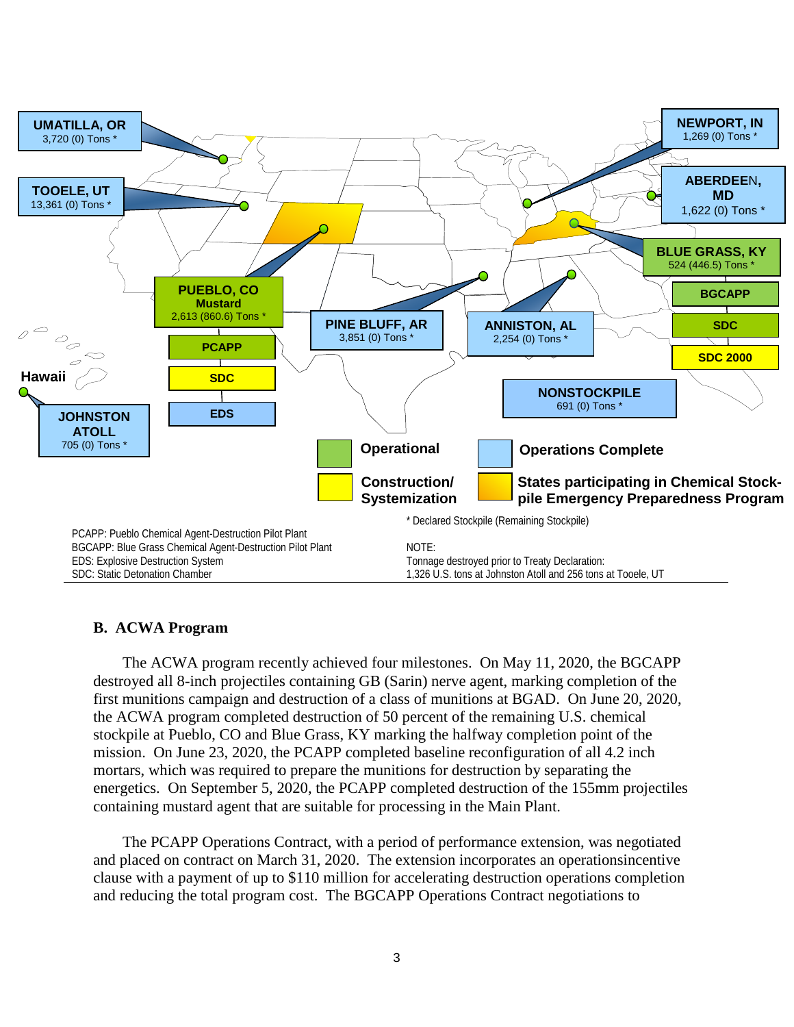UMATILLA, OR
3,720 (0) Tons *

TOOELE, UT
13,361 (0) Tons *

NEWPORT, IN
1,269 (0) Tons *

ABERDEEN, MD
1,622 (0) Tons *

BLUE GRASS, KY
524 (446.5) Tons *

BGCAPP

SDC

SDC 2000

PUEBLO, CO
Mustard
2,613 (860.6) Tons *

PCAPP

SDC

EDS

PINE BLUFF, AR
3,851 (0) Tons *

ANNISTON, AL
2,254 (0) Tons *

NONSTOCKPILE
691 (0) Tons *

Hawaii

JOHNSTON ATOLL
705 (0) Tons *

Operational

Operations Complete

Construction/ Systemization

States participating in Chemical Stockpile Emergency Preparedness Program

* Declared Stockpile (Remaining Stockpile)

PCAPP: Pueblo Chemical Agent-Destruction Pilot Plant
BGCAPP: Blue Grass Chemical Agent-Destruction Pilot Plant
EDS: Explosive Destruction System
SDC: Static Detonation Chamber

NOTE:
Tonnage destroyed prior to Treaty Declaration:
1,326 U.S. tons at Johnston Atoll and 256 tons at Tooele, UT

## B. ACWA Program

The ACWA program recently achieved four milestones. On May 11, 2020, the BGCAPP destroyed all 8-inch projectiles containing GB (Sarin) nerve agent, marking completion of the first munitions campaign and destruction of a class of munitions at BGAD. On June 20, 2020, the ACWA program completed destruction of 50 percent of the remaining U.S. chemical stockpile at Pueblo, CO and Blue Grass, KY marking the halfway completion point of the mission. On June 23, 2020, the PCAPP completed baseline reconfiguration of all 4.2 inch mortars, which was required to prepare the munitions for destruction by separating the energetics. On September 5, 2020, the PCAPP completed destruction of the 155mm projectiles containing mustard agent that are suitable for processing in the Main Plant.

The PCAPP Operations Contract, with a period of performance extension, was negotiated and placed on contract on March 31, 2020. The extension incorporates an operationsincentive clause with a payment of up to $110 million for accelerating destruction operations completion and reducing the total program cost. The BGCAPP Operations Contract negotiations to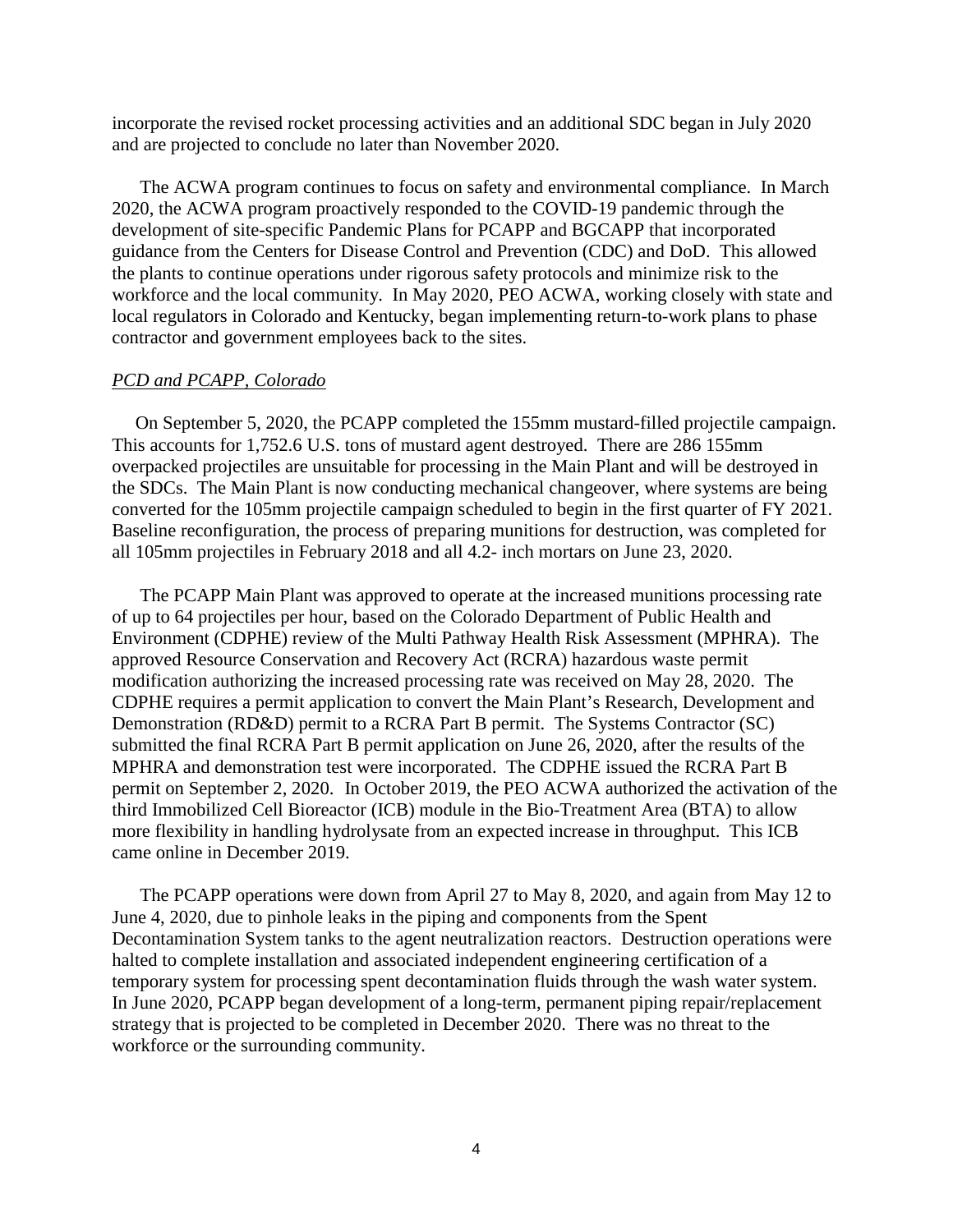incorporate the revised rocket processing activities and an additional SDC began in July 2020 and are projected to conclude no later than November 2020.

The ACWA program continues to focus on safety and environmental compliance. In March 2020, the ACWA program proactively responded to the COVID-19 pandemic through the development of site-specific Pandemic Plans for PCAPP and BGCAPP that incorporated guidance from the Centers for Disease Control and Prevention (CDC) and DoD. This allowed the plants to continue operations under rigorous safety protocols and minimize risk to the workforce and the local community. In May 2020, PEO ACWA, working closely with state and local regulators in Colorado and Kentucky, began implementing return-to-work plans to phase contractor and government employees back to the sites.

*PCD and PCAPP, Colorado*

On September 5, 2020, the PCAPP completed the 155mm mustard-filled projectile campaign. This accounts for 1,752.6 U.S. tons of mustard agent destroyed. There are 286 155mm overpacked projectiles are unsuitable for processing in the Main Plant and will be destroyed in the SDCs. The Main Plant is now conducting mechanical changeover, where systems are being converted for the 105mm projectile campaign scheduled to begin in the first quarter of FY 2021. Baseline reconfiguration, the process of preparing munitions for destruction, was completed for all 105mm projectiles in February 2018 and all 4.2- inch mortars on June 23, 2020.

The PCAPP Main Plant was approved to operate at the increased munitions processing rate of up to 64 projectiles per hour, based on the Colorado Department of Public Health and Environment (CDPHE) review of the Multi Pathway Health Risk Assessment (MPHRA). The approved Resource Conservation and Recovery Act (RCRA) hazardous waste permit modification authorizing the increased processing rate was received on May 28, 2020. The CDPHE requires a permit application to convert the Main Plant's Research, Development and Demonstration (RD&D) permit to a RCRA Part B permit. The Systems Contractor (SC) submitted the final RCRA Part B permit application on June 26, 2020, after the results of the MPHRA and demonstration test were incorporated. The CDPHE issued the RCRA Part B permit on September 2, 2020. In October 2019, the PEO ACWA authorized the activation of the third Immobilized Cell Bioreactor (ICB) module in the Bio-Treatment Area (BTA) to allow more flexibility in handling hydrolysate from an expected increase in throughput. This ICB came online in December 2019.

The PCAPP operations were down from April 27 to May 8, 2020, and again from May 12 to June 4, 2020, due to pinhole leaks in the piping and components from the Spent Decontamination System tanks to the agent neutralization reactors. Destruction operations were halted to complete installation and associated independent engineering certification of a temporary system for processing spent decontamination fluids through the wash water system. In June 2020, PCAPP began development of a long-term, permanent piping repair/replacement strategy that is projected to be completed in December 2020. There was no threat to the workforce or the surrounding community.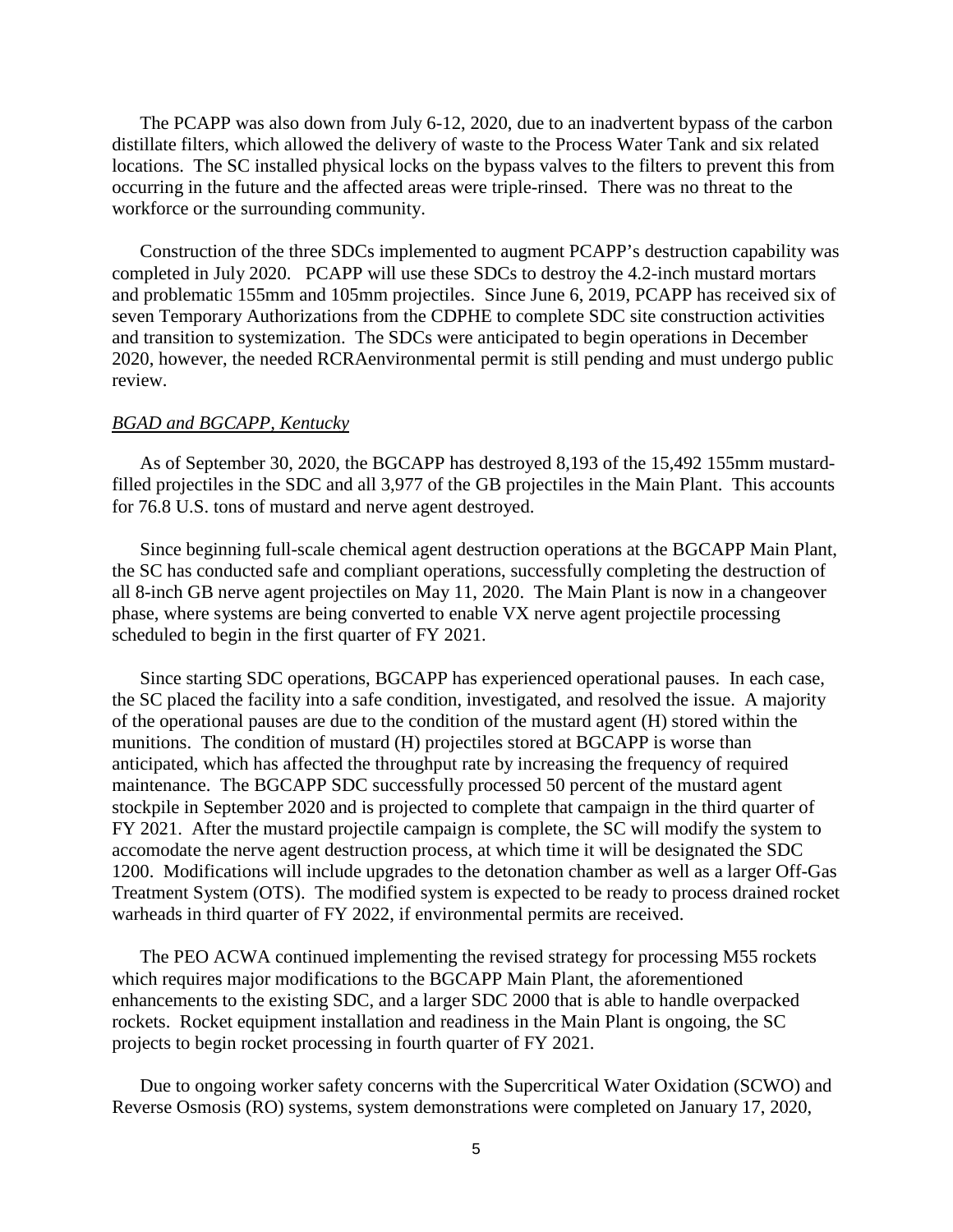The PCAPP was also down from July 6-12, 2020, due to an inadvertent bypass of the carbon distillate filters, which allowed the delivery of waste to the Process Water Tank and six related locations. The SC installed physical locks on the bypass valves to the filters to prevent this from occurring in the future and the affected areas were triple-rinsed. There was no threat to the workforce or the surrounding community.

Construction of the three SDCs implemented to augment PCAPP's destruction capability was completed in July 2020. PCAPP will use these SDCs to destroy the 4.2-inch mustard mortars and problematic 155mm and 105mm projectiles. Since June 6, 2019, PCAPP has received six of seven Temporary Authorizations from the CDPHE to complete SDC site construction activities and transition to systemization. The SDCs were anticipated to begin operations in December 2020, however, the needed RCRAenvironmental permit is still pending and must undergo public review.

*BGAD and BGCAPP, Kentucky*

As of September 30, 2020, the BGCAPP has destroyed 8,193 of the 15,492 155mm mustard-filled projectiles in the SDC and all 3,977 of the GB projectiles in the Main Plant. This accounts for 76.8 U.S. tons of mustard and nerve agent destroyed.

Since beginning full-scale chemical agent destruction operations at the BGCAPP Main Plant, the SC has conducted safe and compliant operations, successfully completing the destruction of all 8-inch GB nerve agent projectiles on May 11, 2020. The Main Plant is now in a changeover phase, where systems are being converted to enable VX nerve agent projectile processing scheduled to begin in the first quarter of FY 2021.

Since starting SDC operations, BGCAPP has experienced operational pauses. In each case, the SC placed the facility into a safe condition, investigated, and resolved the issue. A majority of the operational pauses are due to the condition of the mustard agent (H) stored within the munitions. The condition of mustard (H) projectiles stored at BGCAPP is worse than anticipated, which has affected the throughput rate by increasing the frequency of required maintenance. The BGCAPP SDC successfully processed 50 percent of the mustard agent stockpile in September 2020 and is projected to complete that campaign in the third quarter of FY 2021. After the mustard projectile campaign is complete, the SC will modify the system to accomodate the nerve agent destruction process, at which time it will be designated the SDC 1200. Modifications will include upgrades to the detonation chamber as well as a larger Off-Gas Treatment System (OTS). The modified system is expected to be ready to process drained rocket warheads in third quarter of FY 2022, if environmental permits are received.

The PEO ACWA continued implementing the revised strategy for processing M55 rockets which requires major modifications to the BGCAPP Main Plant, the aforementioned enhancements to the existing SDC, and a larger SDC 2000 that is able to handle overpacked rockets. Rocket equipment installation and readiness in the Main Plant is ongoing, the SC projects to begin rocket processing in fourth quarter of FY 2021.

Due to ongoing worker safety concerns with the Supercritical Water Oxidation (SCWO) and Reverse Osmosis (RO) systems, system demonstrations were completed on January 17, 2020,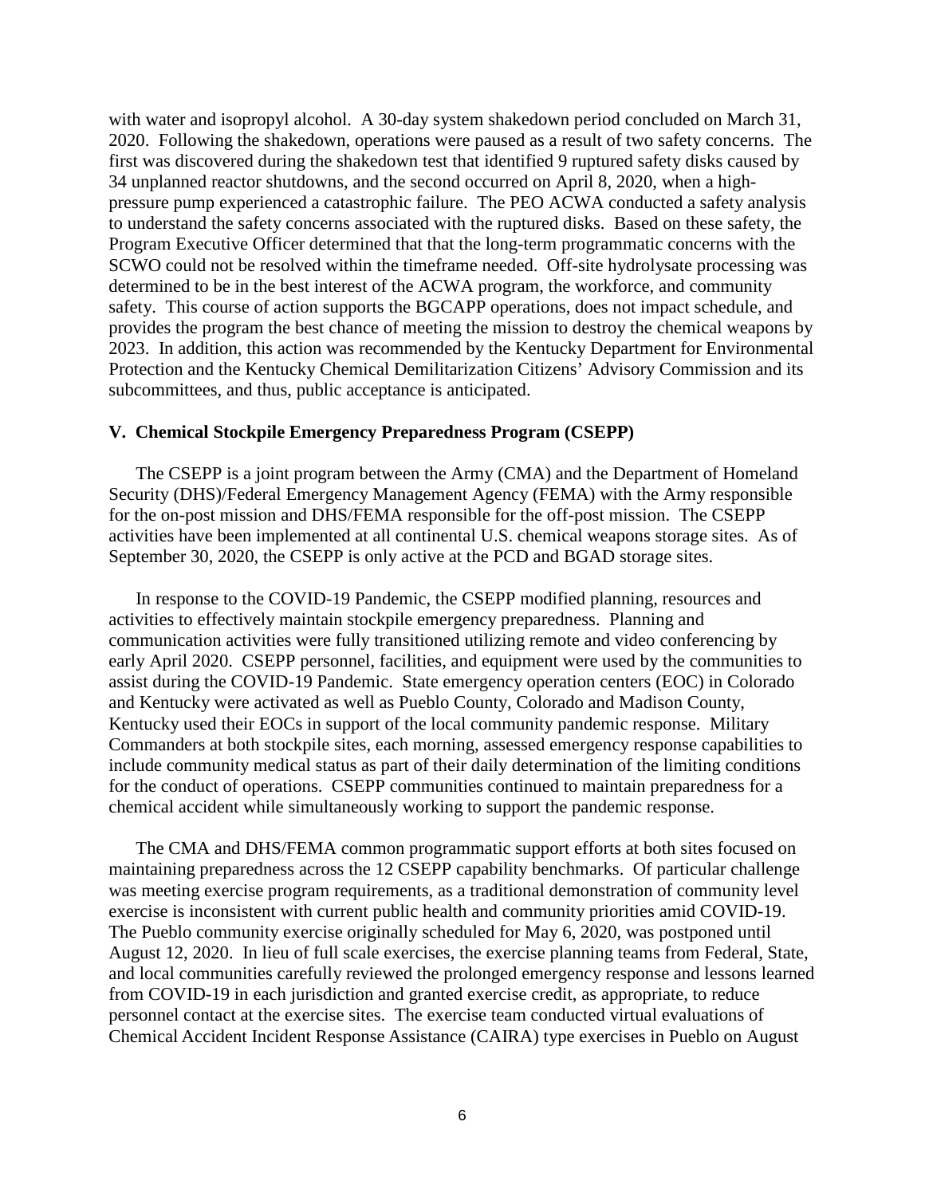with water and isopropyl alcohol. A 30-day system shakedown period concluded on March 31, 2020. Following the shakedown, operations were paused as a result of two safety concerns. The first was discovered during the shakedown test that identified 9 ruptured safety disks caused by 34 unplanned reactor shutdowns, and the second occurred on April 8, 2020, when a high-pressure pump experienced a catastrophic failure. The PEO ACWA conducted a safety analysis to understand the safety concerns associated with the ruptured disks. Based on these safety, the Program Executive Officer determined that that the long-term programmatic concerns with the SCWO could not be resolved within the timeframe needed. Off-site hydrolysate processing was determined to be in the best interest of the ACWA program, the workforce, and community safety. This course of action supports the BGCAPP operations, does not impact schedule, and provides the program the best chance of meeting the mission to destroy the chemical weapons by 2023. In addition, this action was recommended by the Kentucky Department for Environmental Protection and the Kentucky Chemical Demilitarization Citizens' Advisory Commission and its subcommittees, and thus, public acceptance is anticipated.

## V. Chemical Stockpile Emergency Preparedness Program (CSEPP)

The CSEPP is a joint program between the Army (CMA) and the Department of Homeland Security (DHS)/Federal Emergency Management Agency (FEMA) with the Army responsible for the on-post mission and DHS/FEMA responsible for the off-post mission. The CSEPP activities have been implemented at all continental U.S. chemical weapons storage sites. As of September 30, 2020, the CSEPP is only active at the PCD and BGAD storage sites.

In response to the COVID-19 Pandemic, the CSEPP modified planning, resources and activities to effectively maintain stockpile emergency preparedness. Planning and communication activities were fully transitioned utilizing remote and video conferencing by early April 2020. CSEPP personnel, facilities, and equipment were used by the communities to assist during the COVID-19 Pandemic. State emergency operation centers (EOC) in Colorado and Kentucky were activated as well as Pueblo County, Colorado and Madison County, Kentucky used their EOCs in support of the local community pandemic response. Military Commanders at both stockpile sites, each morning, assessed emergency response capabilities to include community medical status as part of their daily determination of the limiting conditions for the conduct of operations. CSEPP communities continued to maintain preparedness for a chemical accident while simultaneously working to support the pandemic response.

The CMA and DHS/FEMA common programmatic support efforts at both sites focused on maintaining preparedness across the 12 CSEPP capability benchmarks. Of particular challenge was meeting exercise program requirements, as a traditional demonstration of community level exercise is inconsistent with current public health and community priorities amid COVID-19. The Pueblo community exercise originally scheduled for May 6, 2020, was postponed until August 12, 2020. In lieu of full scale exercises, the exercise planning teams from Federal, State, and local communities carefully reviewed the prolonged emergency response and lessons learned from COVID-19 in each jurisdiction and granted exercise credit, as appropriate, to reduce personnel contact at the exercise sites. The exercise team conducted virtual evaluations of Chemical Accident Incident Response Assistance (CAIRA) type exercises in Pueblo on August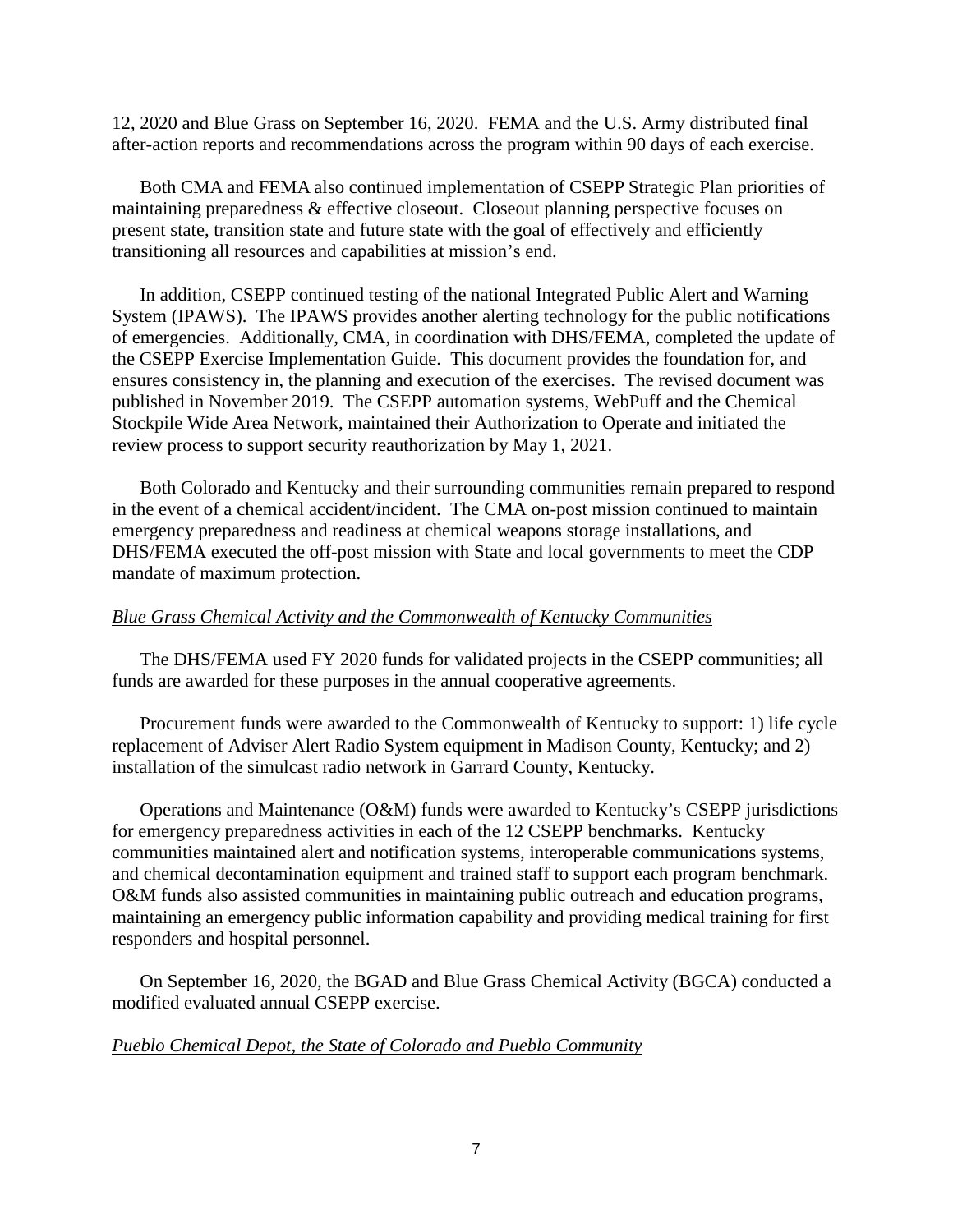12, 2020 and Blue Grass on September 16, 2020. FEMA and the U.S. Army distributed final after-action reports and recommendations across the program within 90 days of each exercise.

Both CMA and FEMA also continued implementation of CSEPP Strategic Plan priorities of maintaining preparedness & effective closeout. Closeout planning perspective focuses on present state, transition state and future state with the goal of effectively and efficiently transitioning all resources and capabilities at mission's end.

In addition, CSEPP continued testing of the national Integrated Public Alert and Warning System (IPAWS). The IPAWS provides another alerting technology for the public notifications of emergencies. Additionally, CMA, in coordination with DHS/FEMA, completed the update of the CSEPP Exercise Implementation Guide. This document provides the foundation for, and ensures consistency in, the planning and execution of the exercises. The revised document was published in November 2019. The CSEPP automation systems, WebPuff and the Chemical Stockpile Wide Area Network, maintained their Authorization to Operate and initiated the review process to support security reauthorization by May 1, 2021.

Both Colorado and Kentucky and their surrounding communities remain prepared to respond in the event of a chemical accident/incident. The CMA on-post mission continued to maintain emergency preparedness and readiness at chemical weapons storage installations, and DHS/FEMA executed the off-post mission with State and local governments to meet the CDP mandate of maximum protection.

*Blue Grass Chemical Activity and the Commonwealth of Kentucky Communities*

The DHS/FEMA used FY 2020 funds for validated projects in the CSEPP communities; all funds are awarded for these purposes in the annual cooperative agreements.

Procurement funds were awarded to the Commonwealth of Kentucky to support: 1) life cycle replacement of Adviser Alert Radio System equipment in Madison County, Kentucky; and 2) installation of the simulcast radio network in Garrard County, Kentucky.

Operations and Maintenance (O&M) funds were awarded to Kentucky's CSEPP jurisdictions for emergency preparedness activities in each of the 12 CSEPP benchmarks. Kentucky communities maintained alert and notification systems, interoperable communications systems, and chemical decontamination equipment and trained staff to support each program benchmark. O&M funds also assisted communities in maintaining public outreach and education programs, maintaining an emergency public information capability and providing medical training for first responders and hospital personnel.

On September 16, 2020, the BGAD and Blue Grass Chemical Activity (BGCA) conducted a modified evaluated annual CSEPP exercise.

*Pueblo Chemical Depot, the State of Colorado and Pueblo Community*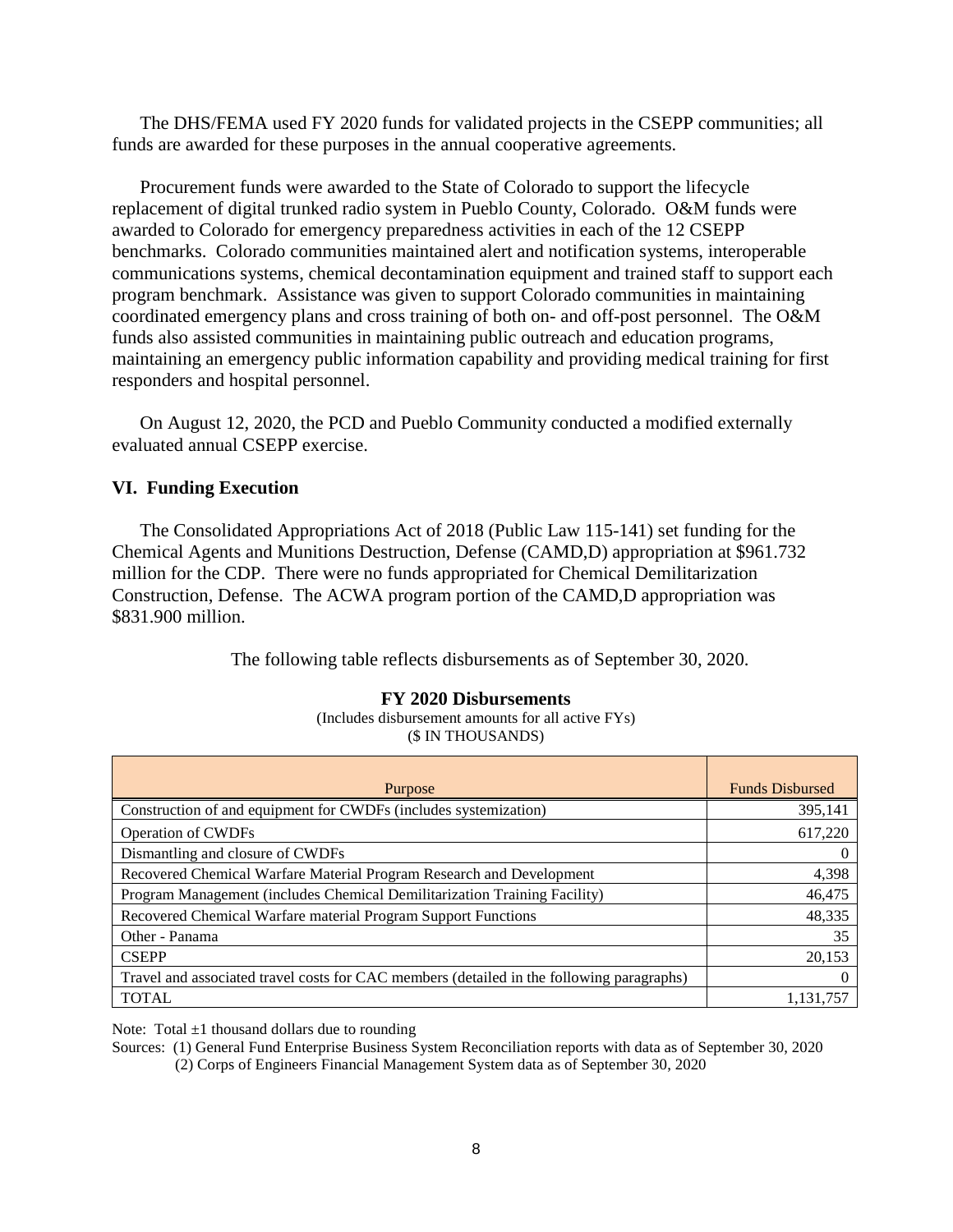The DHS/FEMA used FY 2020 funds for validated projects in the CSEPP communities; all funds are awarded for these purposes in the annual cooperative agreements.

Procurement funds were awarded to the State of Colorado to support the lifecycle replacement of digital trunked radio system in Pueblo County, Colorado. O&M funds were awarded to Colorado for emergency preparedness activities in each of the 12 CSEPP benchmarks. Colorado communities maintained alert and notification systems, interoperable communications systems, chemical decontamination equipment and trained staff to support each program benchmark. Assistance was given to support Colorado communities in maintaining coordinated emergency plans and cross training of both on- and off-post personnel. The O&M funds also assisted communities in maintaining public outreach and education programs, maintaining an emergency public information capability and providing medical training for first responders and hospital personnel.

On August 12, 2020, the PCD and Pueblo Community conducted a modified externally evaluated annual CSEPP exercise.

## VI. Funding Execution

The Consolidated Appropriations Act of 2018 (Public Law 115-141) set funding for the Chemical Agents and Munitions Destruction, Defense (CAMD,D) appropriation at $961.732 million for the CDP. There were no funds appropriated for Chemical Demilitarization Construction, Defense. The ACWA program portion of the CAMD,D appropriation was $831.900 million.

The following table reflects disbursements as of September 30, 2020.

**FY 2020 Disbursements**
(Includes disbursement amounts for all active FYs)
($ IN THOUSANDS)

| Purpose | Funds Disbursed |
|---|---|
| Construction of and equipment for CWDFs (includes systemization) | 395,141 |
| Operation of CWDFs | 617,220 |
| Dismantling and closure of CWDFs | 0 |
| Recovered Chemical Warfare Material Program Research and Development | 4,398 |
| Program Management (includes Chemical Demilitarization Training Facility) | 46,475 |
| Recovered Chemical Warfare material Program Support Functions | 48,335 |
| Other - Panama | 35 |
| CSEPP | 20,153 |
| Travel and associated travel costs for CAC members (detailed in the following paragraphs) | 0 |
| TOTAL | 1,131,757 |

Note: Total ±1 thousand dollars due to rounding

Sources: (1) General Fund Enterprise Business System Reconciliation reports with data as of September 30, 2020
(2) Corps of Engineers Financial Management System data as of September 30, 2020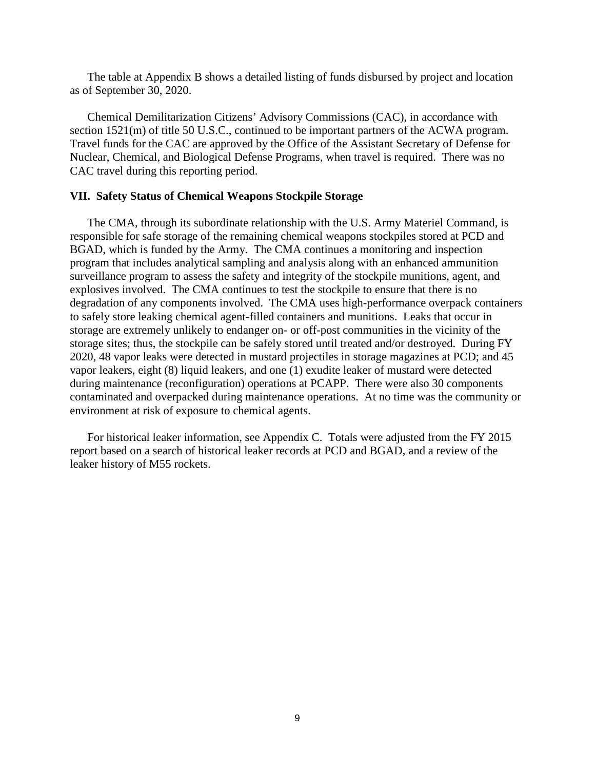The table at Appendix B shows a detailed listing of funds disbursed by project and location as of September 30, 2020.

Chemical Demilitarization Citizens' Advisory Commissions (CAC), in accordance with section 1521(m) of title 50 U.S.C., continued to be important partners of the ACWA program. Travel funds for the CAC are approved by the Office of the Assistant Secretary of Defense for Nuclear, Chemical, and Biological Defense Programs, when travel is required. There was no CAC travel during this reporting period.

## VII. Safety Status of Chemical Weapons Stockpile Storage

The CMA, through its subordinate relationship with the U.S. Army Materiel Command, is responsible for safe storage of the remaining chemical weapons stockpiles stored at PCD and BGAD, which is funded by the Army. The CMA continues a monitoring and inspection program that includes analytical sampling and analysis along with an enhanced ammunition surveillance program to assess the safety and integrity of the stockpile munitions, agent, and explosives involved. The CMA continues to test the stockpile to ensure that there is no degradation of any components involved. The CMA uses high-performance overpack containers to safely store leaking chemical agent-filled containers and munitions. Leaks that occur in storage are extremely unlikely to endanger on- or off-post communities in the vicinity of the storage sites; thus, the stockpile can be safely stored until treated and/or destroyed. During FY 2020, 48 vapor leaks were detected in mustard projectiles in storage magazines at PCD; and 45 vapor leakers, eight (8) liquid leakers, and one (1) exudite leaker of mustard were detected during maintenance (reconfiguration) operations at PCAPP. There were also 30 components contaminated and overpacked during maintenance operations. At no time was the community or environment at risk of exposure to chemical agents.

For historical leaker information, see Appendix C. Totals were adjusted from the FY 2015 report based on a search of historical leaker records at PCD and BGAD, and a review of the leaker history of M55 rockets.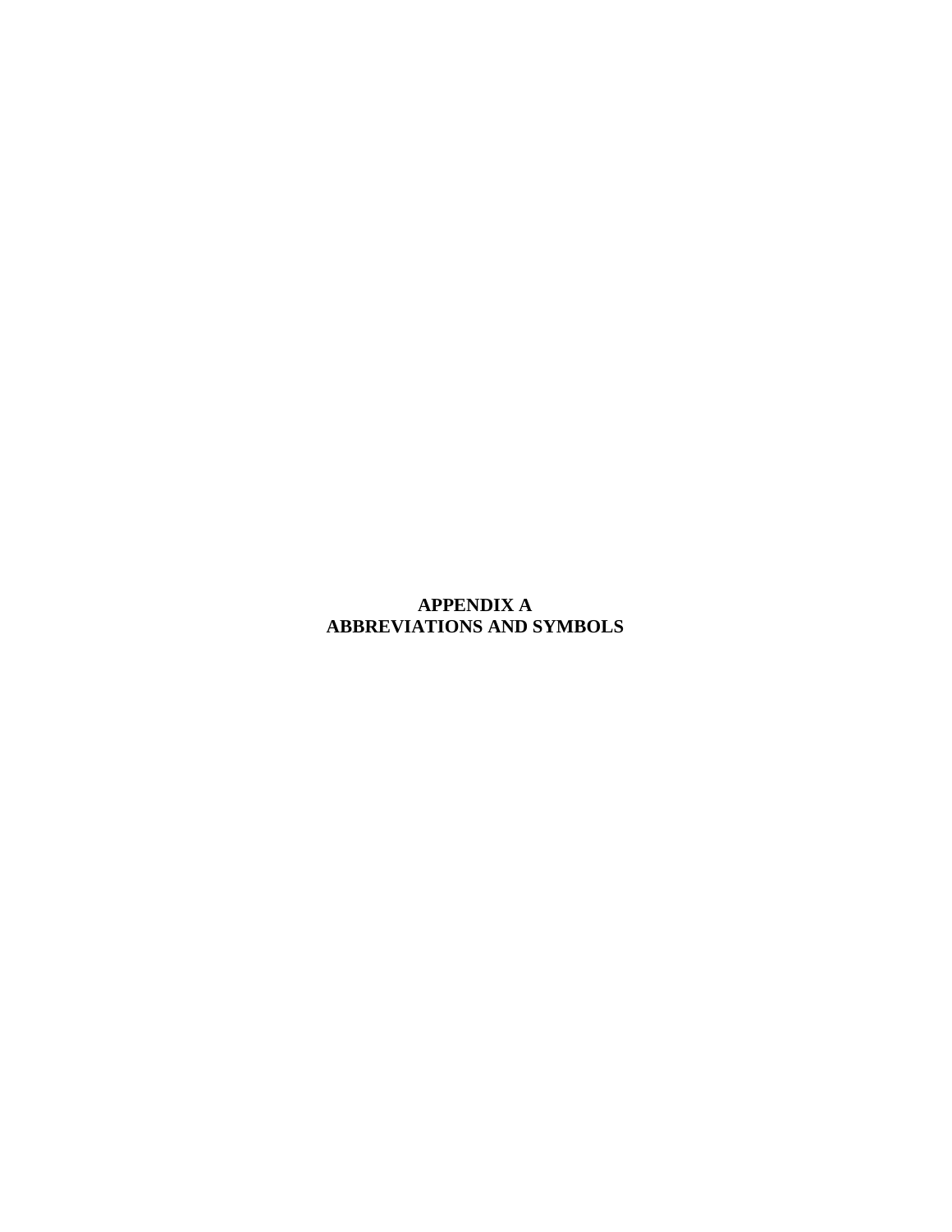# APPENDIX A
# ABBREVIATIONS AND SYMBOLS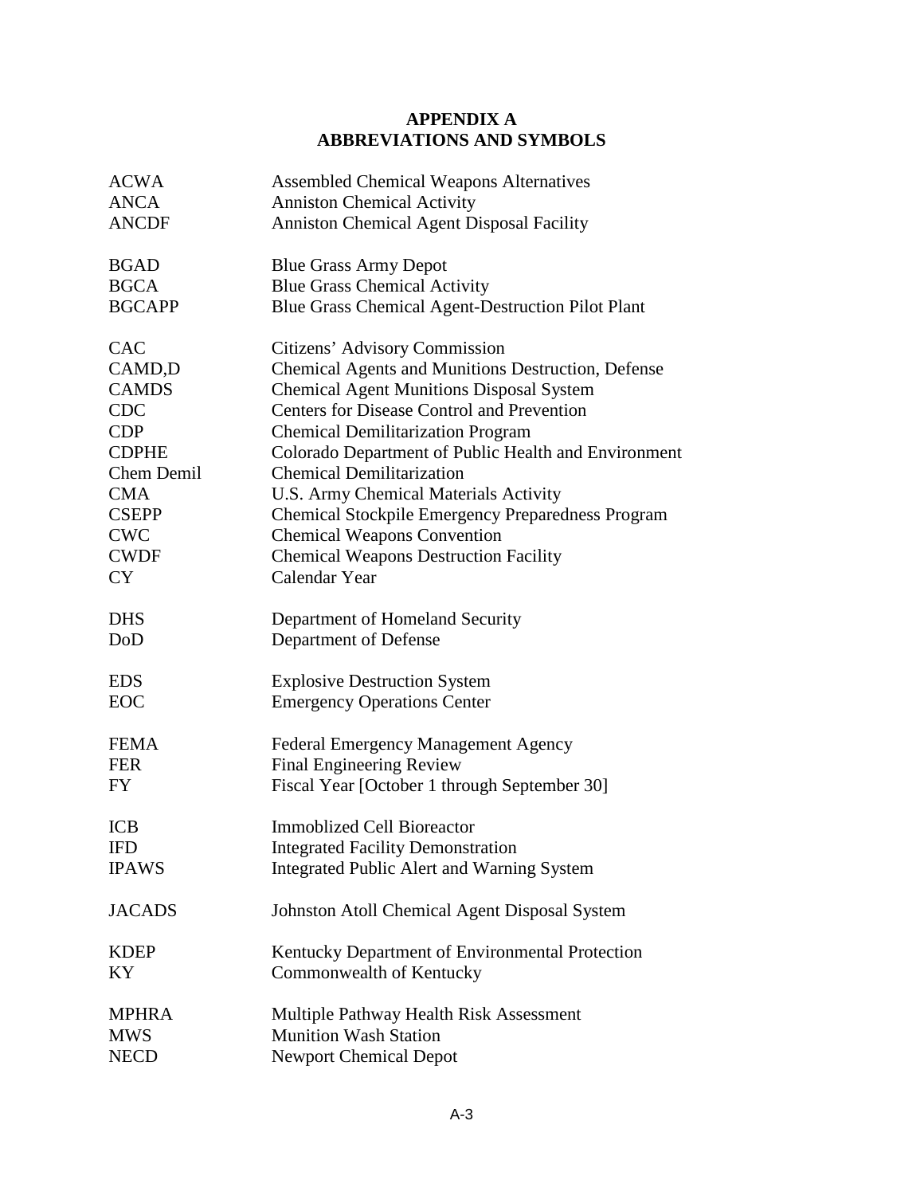# APPENDIX A
## ABBREVIATIONS AND SYMBOLS

| | |
|---|---|
| ACWA | Assembled Chemical Weapons Alternatives |
| ANCA | Anniston Chemical Activity |
| ANCDF | Anniston Chemical Agent Disposal Facility |
| BGAD | Blue Grass Army Depot |
| BGCA | Blue Grass Chemical Activity |
| BGCAPP | Blue Grass Chemical Agent-Destruction Pilot Plant |
| CAC | Citizens' Advisory Commission |
| CAMD,D | Chemical Agents and Munitions Destruction, Defense |
| CAMDS | Chemical Agent Munitions Disposal System |
| CDC | Centers for Disease Control and Prevention |
| CDP | Chemical Demilitarization Program |
| CDPHE | Colorado Department of Public Health and Environment |
| Chem Demil | Chemical Demilitarization |
| CMA | U.S. Army Chemical Materials Activity |
| CSEPP | Chemical Stockpile Emergency Preparedness Program |
| CWC | Chemical Weapons Convention |
| CWDF | Chemical Weapons Destruction Facility |
| CY | Calendar Year |
| DHS | Department of Homeland Security |
| DoD | Department of Defense |
| EDS | Explosive Destruction System |
| EOC | Emergency Operations Center |
| FEMA | Federal Emergency Management Agency |
| FER | Final Engineering Review |
| FY | Fiscal Year [October 1 through September 30] |
| ICB | Immoblized Cell Bioreactor |
| IFD | Integrated Facility Demonstration |
| IPAWS | Integrated Public Alert and Warning System |
| JACADS | Johnston Atoll Chemical Agent Disposal System |
| KDEP | Kentucky Department of Environmental Protection |
| KY | Commonwealth of Kentucky |
| MPHRA | Multiple Pathway Health Risk Assessment |
| MWS | Munition Wash Station |
| NECD | Newport Chemical Depot |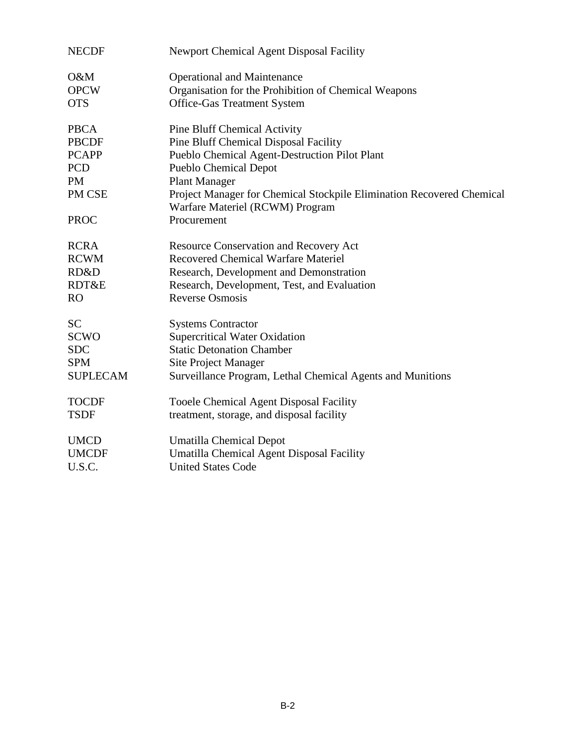| | |
|---|---|
| NECDF | Newport Chemical Agent Disposal Facility |
| O&M | Operational and Maintenance |
| OPCW | Organisation for the Prohibition of Chemical Weapons |
| OTS | Office-Gas Treatment System |
| PBCA | Pine Bluff Chemical Activity |
| PBCDF | Pine Bluff Chemical Disposal Facility |
| PCAPP | Pueblo Chemical Agent-Destruction Pilot Plant |
| PCD | Pueblo Chemical Depot |
| PM | Plant Manager |
| PM CSE | Project Manager for Chemical Stockpile Elimination Recovered Chemical Warfare Materiel (RCWM) Program |
| PROC | Procurement |
| RCRA | Resource Conservation and Recovery Act |
| RCWM | Recovered Chemical Warfare Materiel |
| RD&D | Research, Development and Demonstration |
| RDT&E | Research, Development, Test, and Evaluation |
| RO | Reverse Osmosis |
| SC | Systems Contractor |
| SCWO | Supercritical Water Oxidation |
| SDC | Static Detonation Chamber |
| SPM | Site Project Manager |
| SUPLECAM | Surveillance Program, Lethal Chemical Agents and Munitions |
| TOCDF | Tooele Chemical Agent Disposal Facility |
| TSDF | treatment, storage, and disposal facility |
| UMCD | Umatilla Chemical Depot |
| UMCDF | Umatilla Chemical Agent Disposal Facility |
| U.S.C. | United States Code |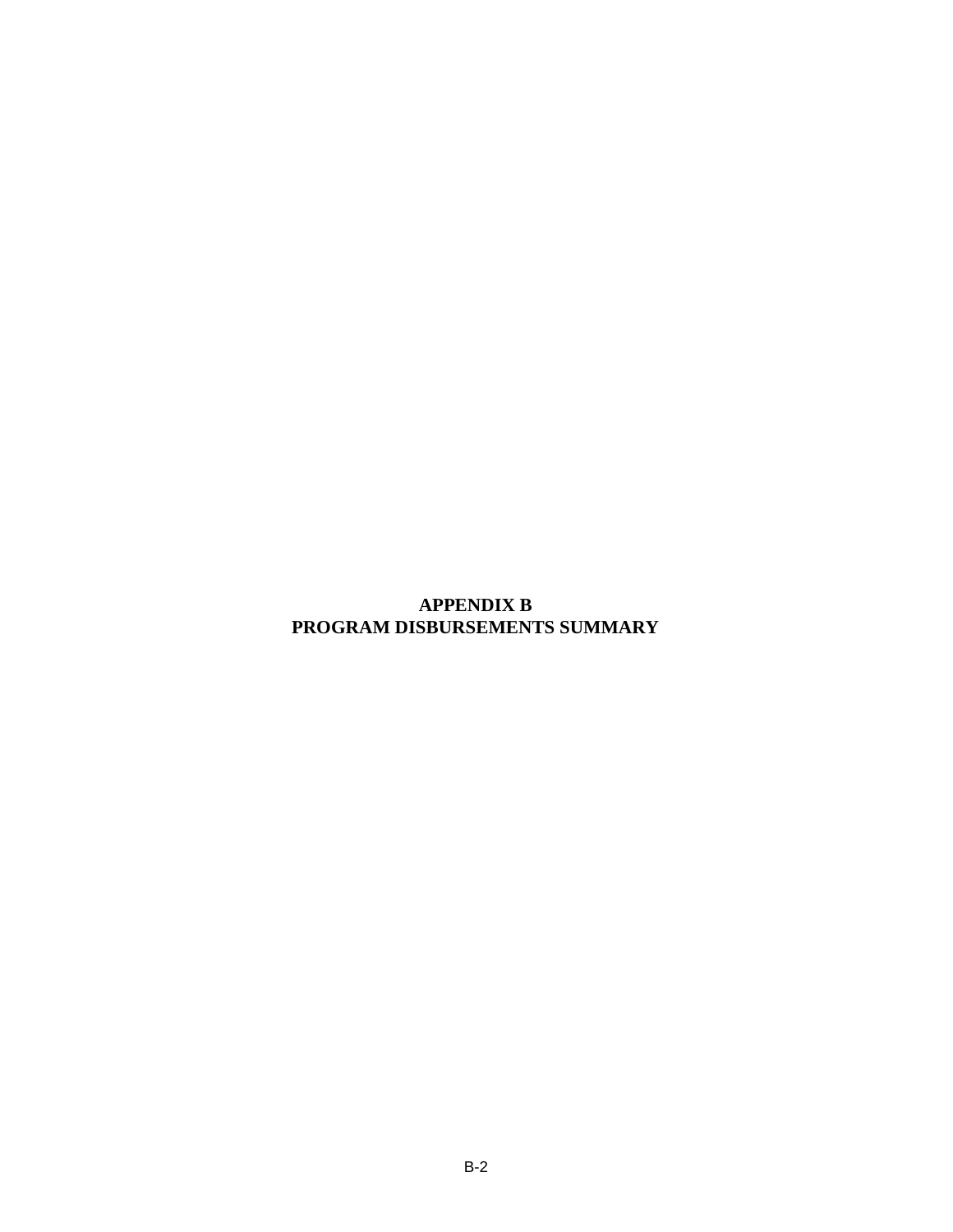# APPENDIX B
# PROGRAM DISBURSEMENTS SUMMARY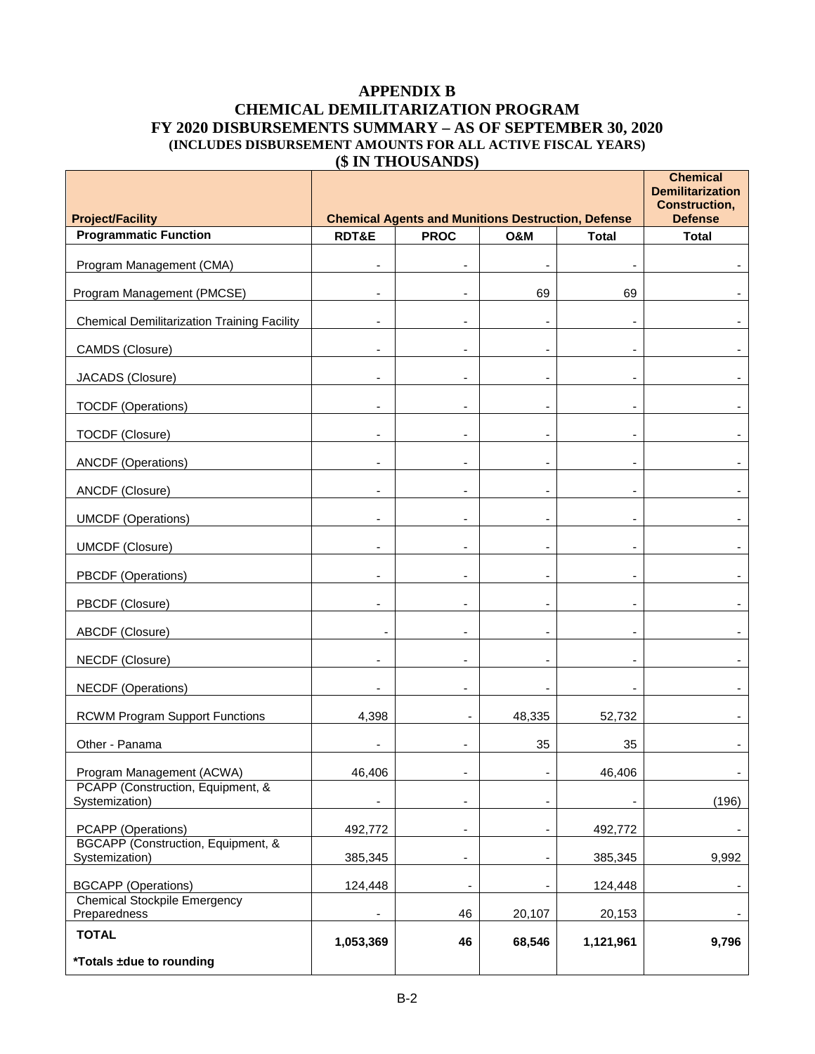# APPENDIX B
# CHEMICAL DEMILITARIZATION PROGRAM
# FY 2020 DISBURSEMENTS SUMMARY – AS OF SEPTEMBER 30, 2020

**(INCLUDES DISBURSEMENT AMOUNTS FOR ALL ACTIVE FISCAL YEARS)**

**($ IN THOUSANDS)**

| Project/Facility | Chemical Agents and Munitions Destruction, Defense | | | | Chemical Demilitarization Construction, Defense |
|---|---|---|---|---|---|
| **Programmatic Function** | **RDT&E** | **PROC** | **O&M** | **Total** | **Total** |
| Program Management (CMA) | - | - | - | - | - |
| Program Management (PMCSE) | - | - | 69 | 69 | - |
| Chemical Demilitarization Training Facility | - | - | - | - | - |
| CAMDS (Closure) | - | - | - | - | - |
| JACADS (Closure) | - | - | - | - | - |
| TOCDF (Operations) | - | - | - | - | - |
| TOCDF (Closure) | - | - | - | - | - |
| ANCDF (Operations) | - | - | - | - | - |
| ANCDF (Closure) | - | - | - | - | - |
| UMCDF (Operations) | - | - | - | - | - |
| UMCDF (Closure) | - | - | - | - | - |
| PBCDF (Operations) | - | - | - | - | - |
| PBCDF (Closure) | - | - | - | - | - |
| ABCDF (Closure) | - | - | - | - | - |
| NECDF (Closure) | - | - | - | - | - |
| NECDF (Operations) | - | - | - | - | - |
| RCWM Program Support Functions | 4,398 | - | 48,335 | 52,732 | - |
| Other - Panama | - | - | 35 | 35 | - |
| Program Management (ACWA) | 46,406 | - | - | 46,406 | - |
| PCAPP (Construction, Equipment, & Systemization) | - | - | - | - | (196) |
| PCAPP (Operations) | 492,772 | - | - | 492,772 | - |
| BGCAPP (Construction, Equipment, & Systemization) | 385,345 | - | - | 385,345 | 9,992 |
| BGCAPP (Operations) | 124,448 | - | - | 124,448 | - |
| Chemical Stockpile Emergency Preparedness | - | 46 | 20,107 | 20,153 | - |
| **TOTAL** **\*Totals ±due to rounding** | **1,053,369** | **46** | **68,546** | **1,121,961** | **9,796** |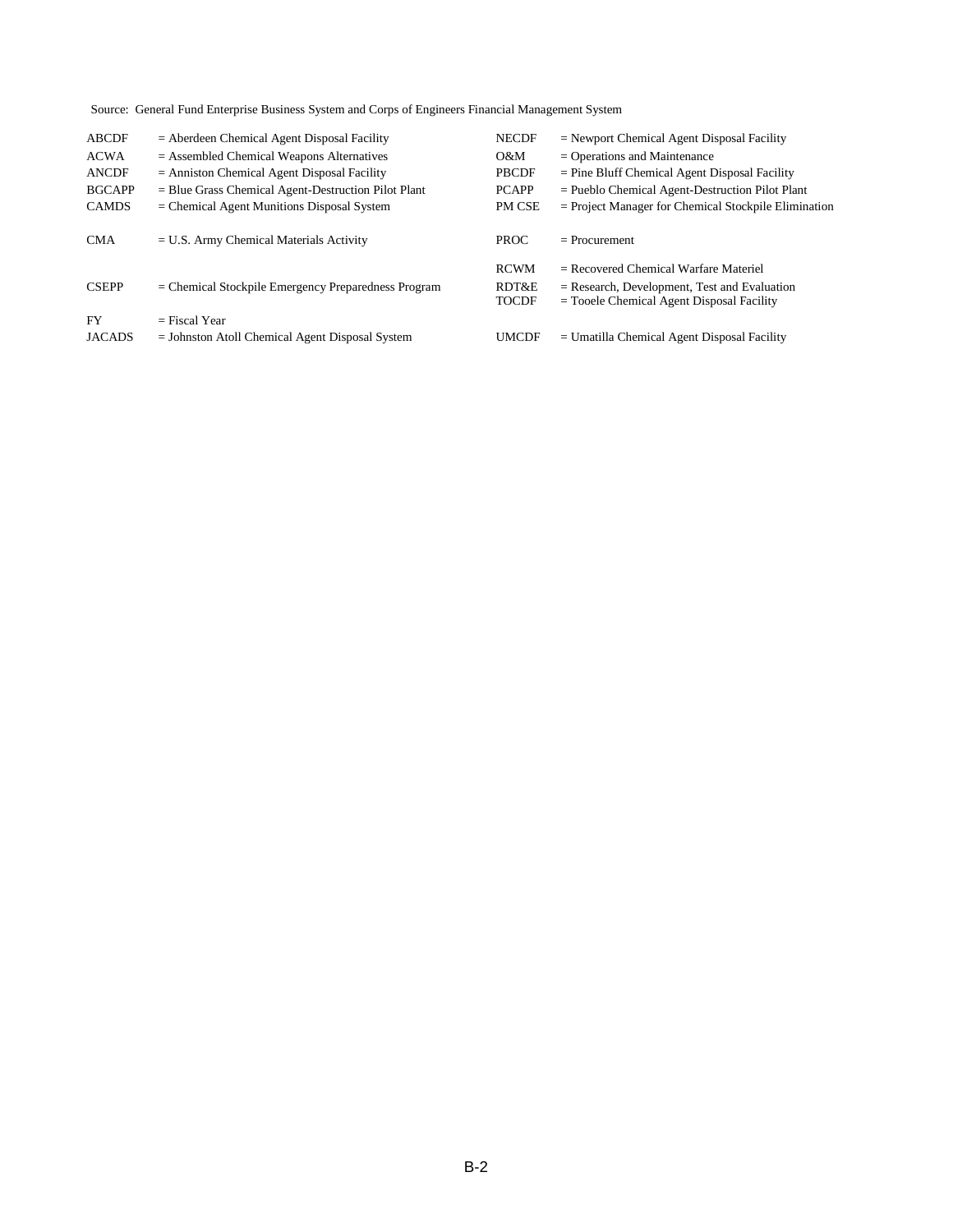Source: General Fund Enterprise Business System and Corps of Engineers Financial Management System

| | | | |
|---|---|---|---|
| ABCDF | = Aberdeen Chemical Agent Disposal Facility | NECDF | = Newport Chemical Agent Disposal Facility |
| ACWA | = Assembled Chemical Weapons Alternatives | O&M | = Operations and Maintenance |
| ANCDF | = Anniston Chemical Agent Disposal Facility | PBCDF | = Pine Bluff Chemical Agent Disposal Facility |
| BGCAPP | = Blue Grass Chemical Agent-Destruction Pilot Plant | PCAPP | = Pueblo Chemical Agent-Destruction Pilot Plant |
| CAMDS | = Chemical Agent Munitions Disposal System | PM CSE | = Project Manager for Chemical Stockpile Elimination |
| CMA | = U.S. Army Chemical Materials Activity | PROC | = Procurement |
| | | RCWM | = Recovered Chemical Warfare Materiel |
| CSEPP | = Chemical Stockpile Emergency Preparedness Program | RDT&E | = Research, Development, Test and Evaluation |
| | | TOCDF | = Tooele Chemical Agent Disposal Facility |
| FY | = Fiscal Year | | |
| JACADS | = Johnston Atoll Chemical Agent Disposal System | UMCDF | = Umatilla Chemical Agent Disposal Facility |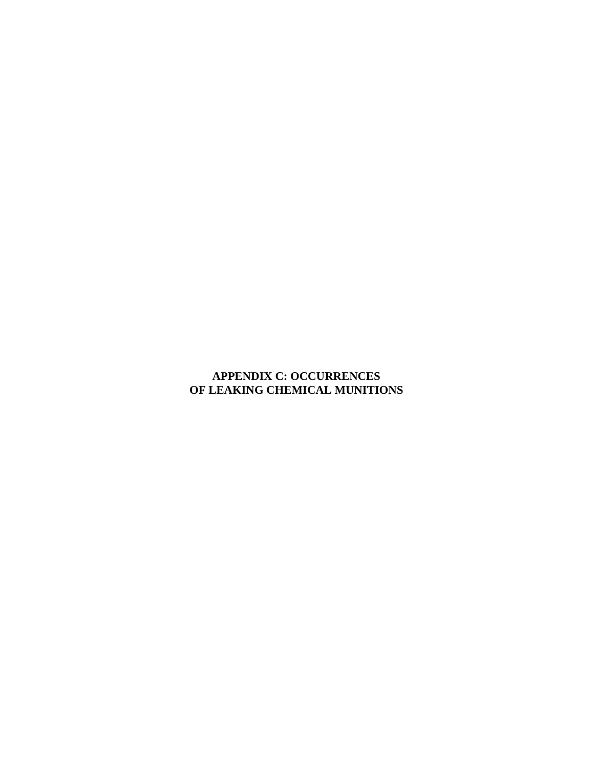# APPENDIX C: OCCURRENCES OF LEAKING CHEMICAL MUNITIONS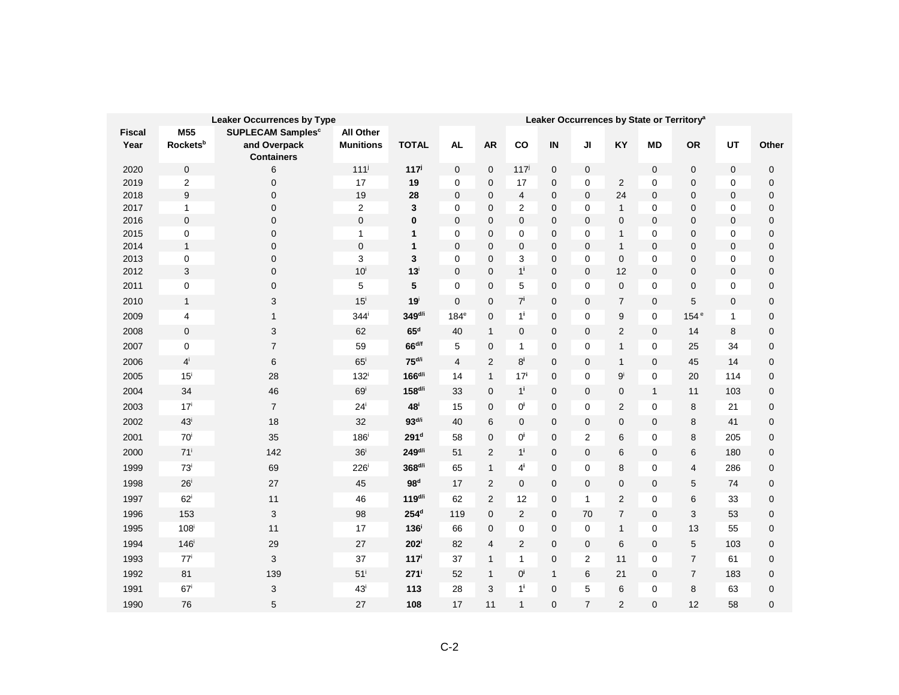| Fiscal Year | Leaker Occurrences by Type | | | | Leaker Occurrences by State or Territory[a] | | | | | | | | | | |
|---|---|---|---|---|---|---|---|---|---|---|---|---|---|---|---|
| | M55 Rockets[b] | SUPLECAM Samples[c] and Overpack Containers | All Other Munitions | TOTAL | AL | AR | CO | IN | JI | KY | MD | OR | UT | Other |
| 2020 | 0 | 6 | 111[j] | **117[j]** | 0 | 0 | 117[j] | 0 | 0 | | 0 | 0 | 0 | 0 |
| 2019 | 2 | 0 | 17 | **19** | 0 | 0 | 17 | 0 | 0 | 2 | 0 | 0 | 0 | 0 |
| 2018 | 9 | 0 | 19 | **28** | 0 | 0 | 4 | 0 | 0 | 24 | 0 | 0 | 0 | 0 |
| 2017 | 1 | 0 | 2 | **3** | 0 | 0 | 2 | 0 | 0 | 1 | 0 | 0 | 0 | 0 |
| 2016 | 0 | 0 | 0 | **0** | 0 | 0 | 0 | 0 | 0 | 0 | 0 | 0 | 0 | 0 |
| 2015 | 0 | 0 | 1 | **1** | 0 | 0 | 0 | 0 | 0 | 1 | 0 | 0 | 0 | 0 |
| 2014 | 1 | 0 | 0 | **1** | 0 | 0 | 0 | 0 | 0 | 1 | 0 | 0 | 0 | 0 |
| 2013 | 0 | 0 | 3 | **3** | 0 | 0 | 3 | 0 | 0 | 0 | 0 | 0 | 0 | 0 |
| 2012 | 3 | 0 | 10[i] | **13[i]** | 0 | 0 | 1[i] | 0 | 0 | 12 | 0 | 0 | 0 | 0 |
| 2011 | 0 | 0 | 5 | **5** | 0 | 0 | 5 | 0 | 0 | 0 | 0 | 0 | 0 | 0 |
| 2010 | 1 | 3 | 15[i] | **19[i]** | 0 | 0 | 7[i] | 0 | 0 | 7 | 0 | 5 | 0 | 0 |
| 2009 | 4 | 1 | 344[i] | **349[d/i]** | 184[e] | 0 | 1[i] | 0 | 0 | 9 | 0 | 154[e] | 1 | 0 |
| 2008 | 0 | 3 | 62 | **65[d]** | 40 | 1 | 0 | 0 | 0 | 2 | 0 | 14 | 8 | 0 |
| 2007 | 0 | 7 | 59 | **66[d/f]** | 5 | 0 | 1 | 0 | 0 | 1 | 0 | 25 | 34 | 0 |
| 2006 | 4[i] | 6 | 65[i] | **75[d/i]** | 4 | 2 | 8[i] | 0 | 0 | 1 | 0 | 45 | 14 | 0 |
| 2005 | 15[i] | 28 | 132[i] | **166[d/i]** | 14 | 1 | 17[i] | 0 | 0 | 9[i] | 0 | 20 | 114 | 0 |
| 2004 | 34 | 46 | 69[i] | **158[d/i]** | 33 | 0 | 1[i] | 0 | 0 | 0 | 1 | 11 | 103 | 0 |
| 2003 | 17[i] | 7 | 24[i] | **48[i]** | 15 | 0 | 0[i] | 0 | 0 | 2 | 0 | 8 | 21 | 0 |
| 2002 | 43[i] | 18 | 32 | **93[d/i]** | 40 | 6 | 0 | 0 | 0 | 0 | 0 | 8 | 41 | 0 |
| 2001 | 70[i] | 35 | 186[i] | **291[d]** | 58 | 0 | 0[i] | 0 | 2 | 6 | 0 | 8 | 205 | 0 |
| 2000 | 71[i] | 142 | 36[i] | **249[d/i]** | 51 | 2 | 1[i] | 0 | 0 | 6 | 0 | 6 | 180 | 0 |
| 1999 | 73[i] | 69 | 226[i] | **368[d/i]** | 65 | 1 | 4[i] | 0 | 0 | 8 | 0 | 4 | 286 | 0 |
| 1998 | 26[i] | 27 | 45 | **98[d]** | 17 | 2 | 0 | 0 | 0 | 0 | 0 | 5 | 74 | 0 |
| 1997 | 62[i] | 11 | 46 | **119[d/i]** | 62 | 2 | 12 | 0 | 1 | 2 | 0 | 6 | 33 | 0 |
| 1996 | 153 | 3 | 98 | **254[d]** | 119 | 0 | 2 | 0 | 70 | 7 | 0 | 3 | 53 | 0 |
| 1995 | 108[i] | 11 | 17 | **136[i]** | 66 | 0 | 0 | 0 | 0 | 1 | 0 | 13 | 55 | 0 |
| 1994 | 146[i] | 29 | 27 | **202[i]** | 82 | 4 | 2 | 0 | 0 | 6 | 0 | 5 | 103 | 0 |
| 1993 | 77[i] | 3 | 37 | **117[i]** | 37 | 1 | 1 | 0 | 2 | 11 | 0 | 7 | 61 | 0 |
| 1992 | 81 | 139 | 51[i] | **271[i]** | 52 | 1 | 0[i] | 1 | 6 | 21 | 0 | 7 | 183 | 0 |
| 1991 | 67[i] | 3 | 43[i] | **113** | 28 | 3 | 1[i] | 0 | 5 | 6 | 0 | 8 | 63 | 0 |
| 1990 | 76 | 5 | 27 | **108** | 17 | 11 | 1 | 0 | 7 | 2 | 0 | 12 | 58 | 0 |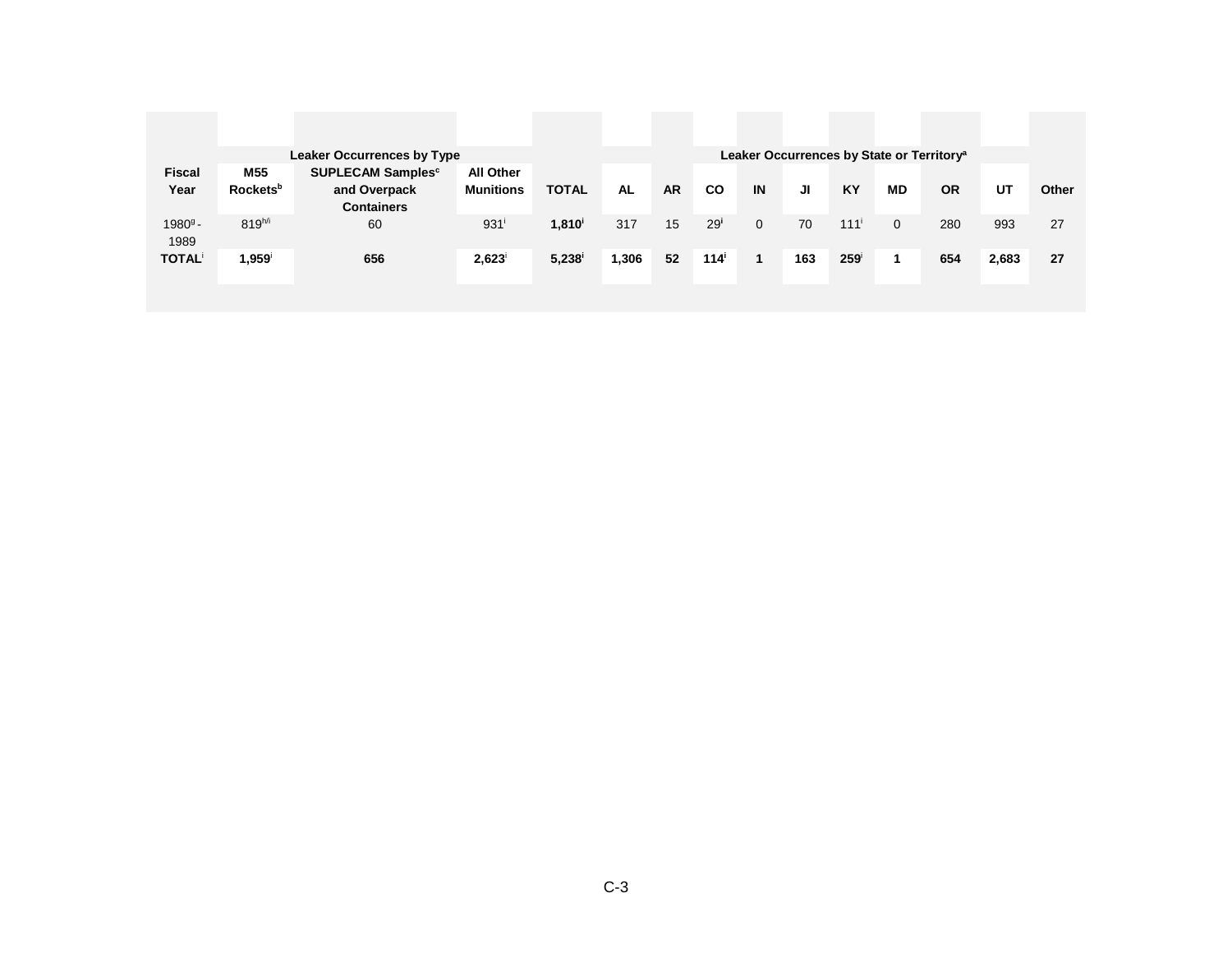| | Leaker Occurrences by Type | | | | Leaker Occurrences by State or Territory[a] | | | | | | | | | |
|---|---|---|---|---|---|---|---|---|---|---|---|---|---|---|
| **Fiscal Year** | **M55 Rockets[b]** | **SUPLECAM Samples[c] and Overpack Containers** | **All Other Munitions** | **TOTAL** | **AL** | **AR** | **CO** | **IN** | **JI** | **KY** | **MD** | **OR** | **UT** | **Other** |
| 1980[g] - 1989 | 819[h/i] | 60 | 931[i] | **1,810[i]** | 317 | 15 | 29[i] | 0 | 70 | 111[i] | 0 | 280 | 993 | 27 |
| **TOTAL[i]** | **1,959[i]** | **656** | **2,623[i]** | **5,238[i]** | **1,306** | **52** | **114[i]** | **1** | **163** | **259[i]** | **1** | **654** | **2,683** | **27** |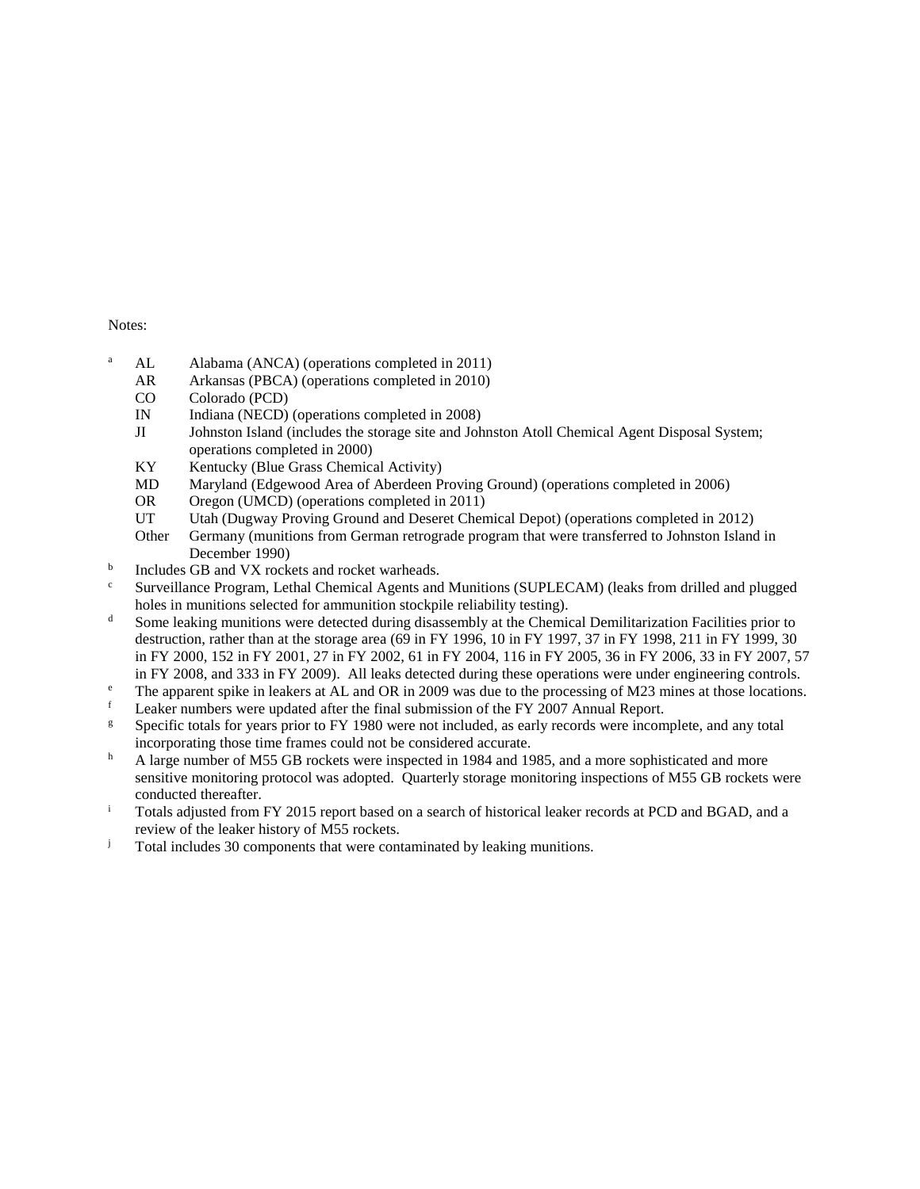Notes:

[a] AL Alabama (ANCA) (operations completed in 2011)
AR Arkansas (PBCA) (operations completed in 2010)
CO Colorado (PCD)
IN Indiana (NECD) (operations completed in 2008)
JI Johnston Island (includes the storage site and Johnston Atoll Chemical Agent Disposal System; operations completed in 2000)
KY Kentucky (Blue Grass Chemical Activity)
MD Maryland (Edgewood Area of Aberdeen Proving Ground) (operations completed in 2006)
OR Oregon (UMCD) (operations completed in 2011)
UT Utah (Dugway Proving Ground and Deseret Chemical Depot) (operations completed in 2012)
Other Germany (munitions from German retrograde program that were transferred to Johnston Island in December 1990)

[b] Includes GB and VX rockets and rocket warheads.

[c] Surveillance Program, Lethal Chemical Agents and Munitions (SUPLECAM) (leaks from drilled and plugged holes in munitions selected for ammunition stockpile reliability testing).

[d] Some leaking munitions were detected during disassembly at the Chemical Demilitarization Facilities prior to destruction, rather than at the storage area (69 in FY 1996, 10 in FY 1997, 37 in FY 1998, 211 in FY 1999, 30 in FY 2000, 152 in FY 2001, 27 in FY 2002, 61 in FY 2004, 116 in FY 2005, 36 in FY 2006, 33 in FY 2007, 57 in FY 2008, and 333 in FY 2009). All leaks detected during these operations were under engineering controls.

[e] The apparent spike in leakers at AL and OR in 2009 was due to the processing of M23 mines at those locations.

[f] Leaker numbers were updated after the final submission of the FY 2007 Annual Report.

[g] Specific totals for years prior to FY 1980 were not included, as early records were incomplete, and any total incorporating those time frames could not be considered accurate.

[h] A large number of M55 GB rockets were inspected in 1984 and 1985, and a more sophisticated and more sensitive monitoring protocol was adopted. Quarterly storage monitoring inspections of M55 GB rockets were conducted thereafter.

[i] Totals adjusted from FY 2015 report based on a search of historical leaker records at PCD and BGAD, and a review of the leaker history of M55 rockets.

[j] Total includes 30 components that were contaminated by leaking munitions.